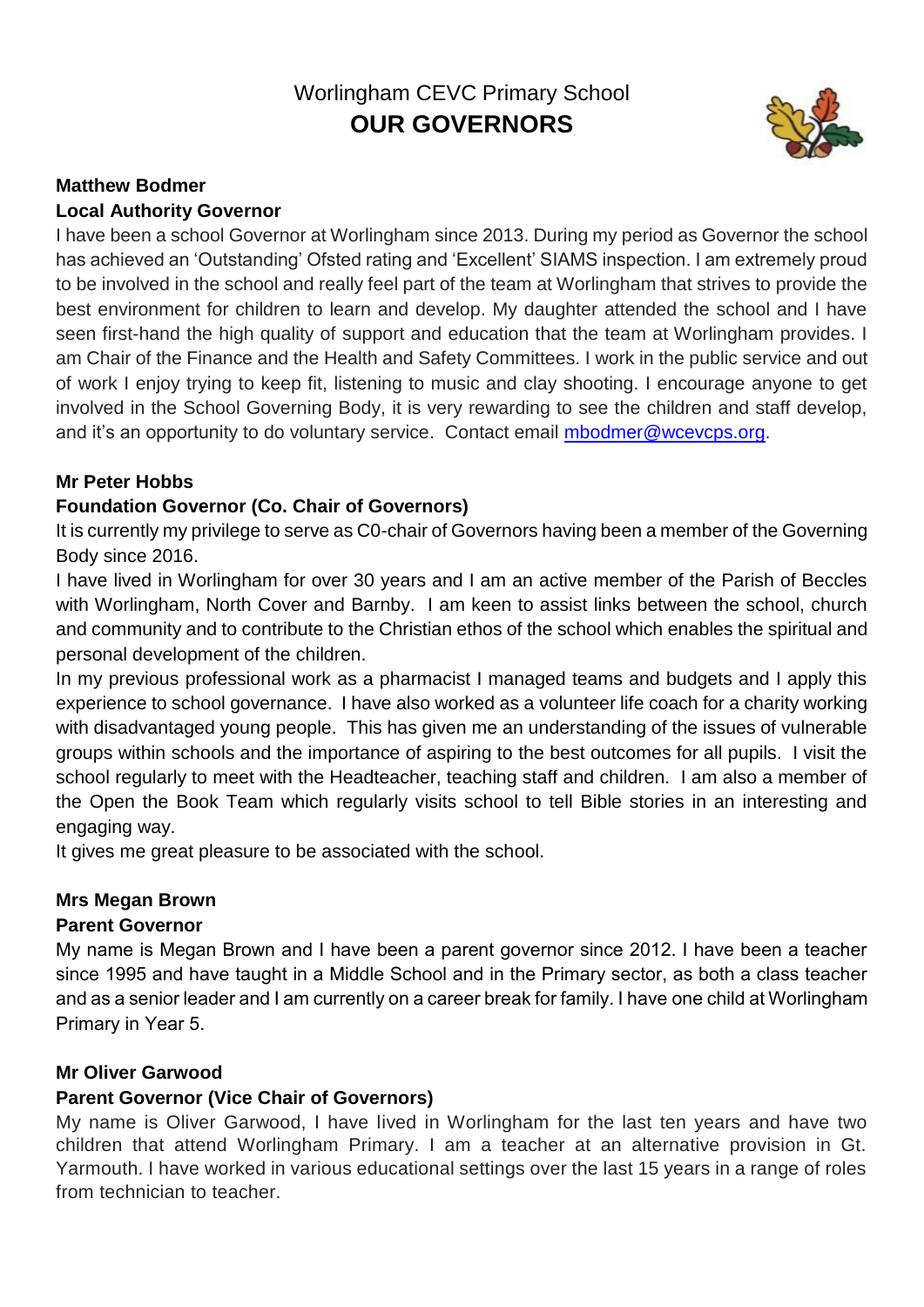# Worlingham CEVC Primary School

## OUR GOVERNORS

**Matthew Bodmer**
**Local Authority Governor**

I have been a school Governor at Worlingham since 2013. During my period as Governor the school has achieved an 'Outstanding' Ofsted rating and 'Excellent' SIAMS inspection. I am extremely proud to be involved in the school and really feel part of the team at Worlingham that strives to provide the best environment for children to learn and develop. My daughter attended the school and I have seen first-hand the high quality of support and education that the team at Worlingham provides. I am Chair of the Finance and the Health and Safety Committees. I work in the public service and out of work I enjoy trying to keep fit, listening to music and clay shooting. I encourage anyone to get involved in the School Governing Body, it is very rewarding to see the children and staff develop, and it's an opportunity to do voluntary service. Contact email [mbodmer@wcevcps.org](mailto:mbodmer@wcevcps.org).

**Mr Peter Hobbs**
**Foundation Governor (Co. Chair of Governors)**

It is currently my privilege to serve as C0-chair of Governors having been a member of the Governing Body since 2016.

I have lived in Worlingham for over 30 years and I am an active member of the Parish of Beccles with Worlingham, North Cover and Barnby. I am keen to assist links between the school, church and community and to contribute to the Christian ethos of the school which enables the spiritual and personal development of the children.

In my previous professional work as a pharmacist I managed teams and budgets and I apply this experience to school governance. I have also worked as a volunteer life coach for a charity working with disadvantaged young people. This has given me an understanding of the issues of vulnerable groups within schools and the importance of aspiring to the best outcomes for all pupils. I visit the school regularly to meet with the Headteacher, teaching staff and children. I am also a member of the Open the Book Team which regularly visits school to tell Bible stories in an interesting and engaging way.

It gives me great pleasure to be associated with the school.

**Mrs Megan Brown**
**Parent Governor**

My name is Megan Brown and I have been a parent governor since 2012. I have been a teacher since 1995 and have taught in a Middle School and in the Primary sector, as both a class teacher and as a senior leader and I am currently on a career break for family. I have one child at Worlingham Primary in Year 5.

**Mr Oliver Garwood**
**Parent Governor (Vice Chair of Governors)**

My name is Oliver Garwood, I have lived in Worlingham for the last ten years and have two children that attend Worlingham Primary. I am a teacher at an alternative provision in Gt. Yarmouth. I have worked in various educational settings over the last 15 years in a range of roles from technician to teacher.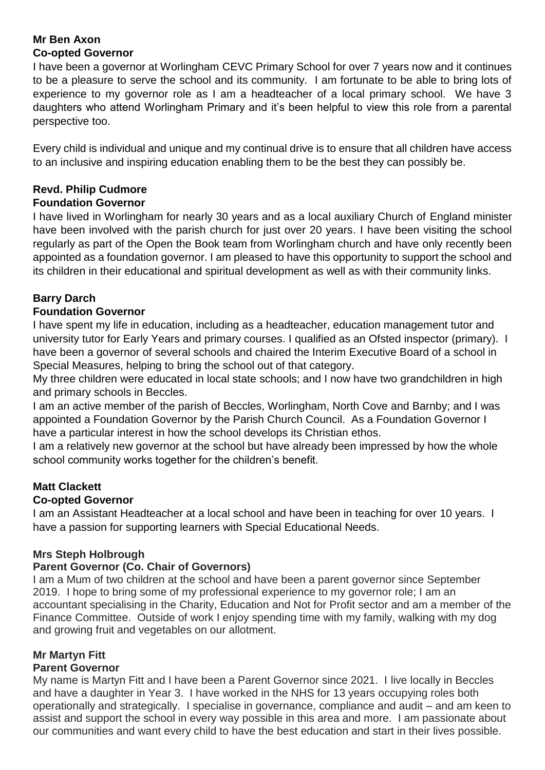**Mr Ben Axon**
**Co-opted Governor**

I have been a governor at Worlingham CEVC Primary School for over 7 years now and it continues to be a pleasure to serve the school and its community. I am fortunate to be able to bring lots of experience to my governor role as I am a headteacher of a local primary school. We have 3 daughters who attend Worlingham Primary and it's been helpful to view this role from a parental perspective too.

Every child is individual and unique and my continual drive is to ensure that all children have access to an inclusive and inspiring education enabling them to be the best they can possibly be.

**Revd. Philip Cudmore**
**Foundation Governor**

I have lived in Worlingham for nearly 30 years and as a local auxiliary Church of England minister have been involved with the parish church for just over 20 years. I have been visiting the school regularly as part of the Open the Book team from Worlingham church and have only recently been appointed as a foundation governor. I am pleased to have this opportunity to support the school and its children in their educational and spiritual development as well as with their community links.

**Barry Darch**
**Foundation Governor**

I have spent my life in education, including as a headteacher, education management tutor and university tutor for Early Years and primary courses. I qualified as an Ofsted inspector (primary). I have been a governor of several schools and chaired the Interim Executive Board of a school in Special Measures, helping to bring the school out of that category.

My three children were educated in local state schools; and I now have two grandchildren in high and primary schools in Beccles.

I am an active member of the parish of Beccles, Worlingham, North Cove and Barnby; and I was appointed a Foundation Governor by the Parish Church Council. As a Foundation Governor I have a particular interest in how the school develops its Christian ethos.

I am a relatively new governor at the school but have already been impressed by how the whole school community works together for the children's benefit.

**Matt Clackett**
**Co-opted Governor**

I am an Assistant Headteacher at a local school and have been in teaching for over 10 years. I have a passion for supporting learners with Special Educational Needs.

**Mrs Steph Holbrough**
**Parent Governor (Co. Chair of Governors)**

I am a Mum of two children at the school and have been a parent governor since September 2019. I hope to bring some of my professional experience to my governor role; I am an accountant specialising in the Charity, Education and Not for Profit sector and am a member of the Finance Committee. Outside of work I enjoy spending time with my family, walking with my dog and growing fruit and vegetables on our allotment.

**Mr Martyn Fitt**
**Parent Governor**

My name is Martyn Fitt and I have been a Parent Governor since 2021. I live locally in Beccles and have a daughter in Year 3. I have worked in the NHS for 13 years occupying roles both operationally and strategically. I specialise in governance, compliance and audit – and am keen to assist and support the school in every way possible in this area and more. I am passionate about our communities and want every child to have the best education and start in their lives possible.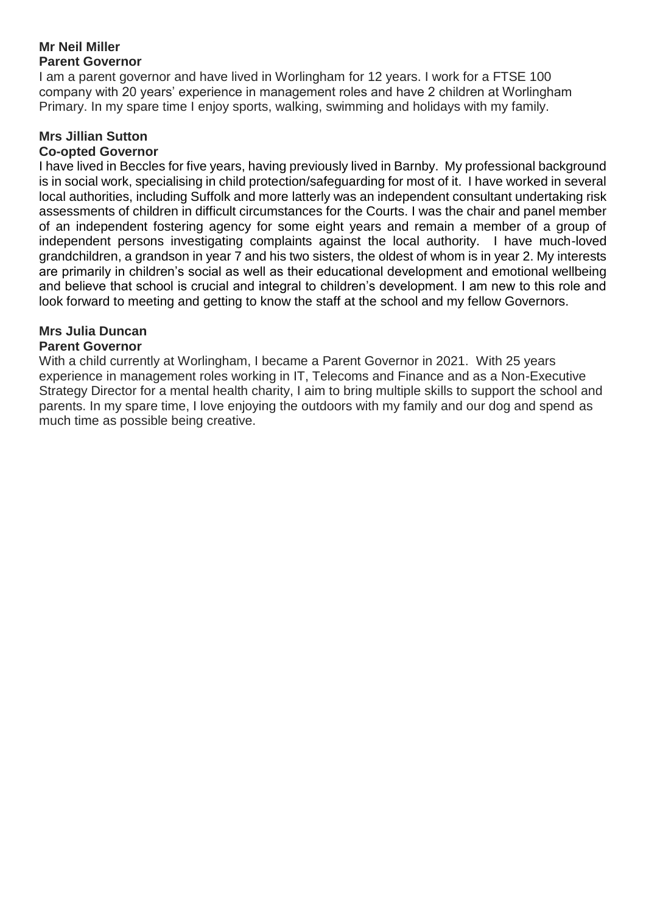**Mr Neil Miller**
**Parent Governor**

I am a parent governor and have lived in Worlingham for 12 years. I work for a FTSE 100 company with 20 years' experience in management roles and have 2 children at Worlingham Primary. In my spare time I enjoy sports, walking, swimming and holidays with my family.

**Mrs Jillian Sutton**
**Co-opted Governor**

I have lived in Beccles for five years, having previously lived in Barnby. My professional background is in social work, specialising in child protection/safeguarding for most of it. I have worked in several local authorities, including Suffolk and more latterly was an independent consultant undertaking risk assessments of children in difficult circumstances for the Courts. I was the chair and panel member of an independent fostering agency for some eight years and remain a member of a group of independent persons investigating complaints against the local authority. I have much-loved grandchildren, a grandson in year 7 and his two sisters, the oldest of whom is in year 2. My interests are primarily in children's social as well as their educational development and emotional wellbeing and believe that school is crucial and integral to children's development. I am new to this role and look forward to meeting and getting to know the staff at the school and my fellow Governors.

**Mrs Julia Duncan**
**Parent Governor**

With a child currently at Worlingham, I became a Parent Governor in 2021. With 25 years experience in management roles working in IT, Telecoms and Finance and as a Non-Executive Strategy Director for a mental health charity, I aim to bring multiple skills to support the school and parents. In my spare time, I love enjoying the outdoors with my family and our dog and spend as much time as possible being creative.